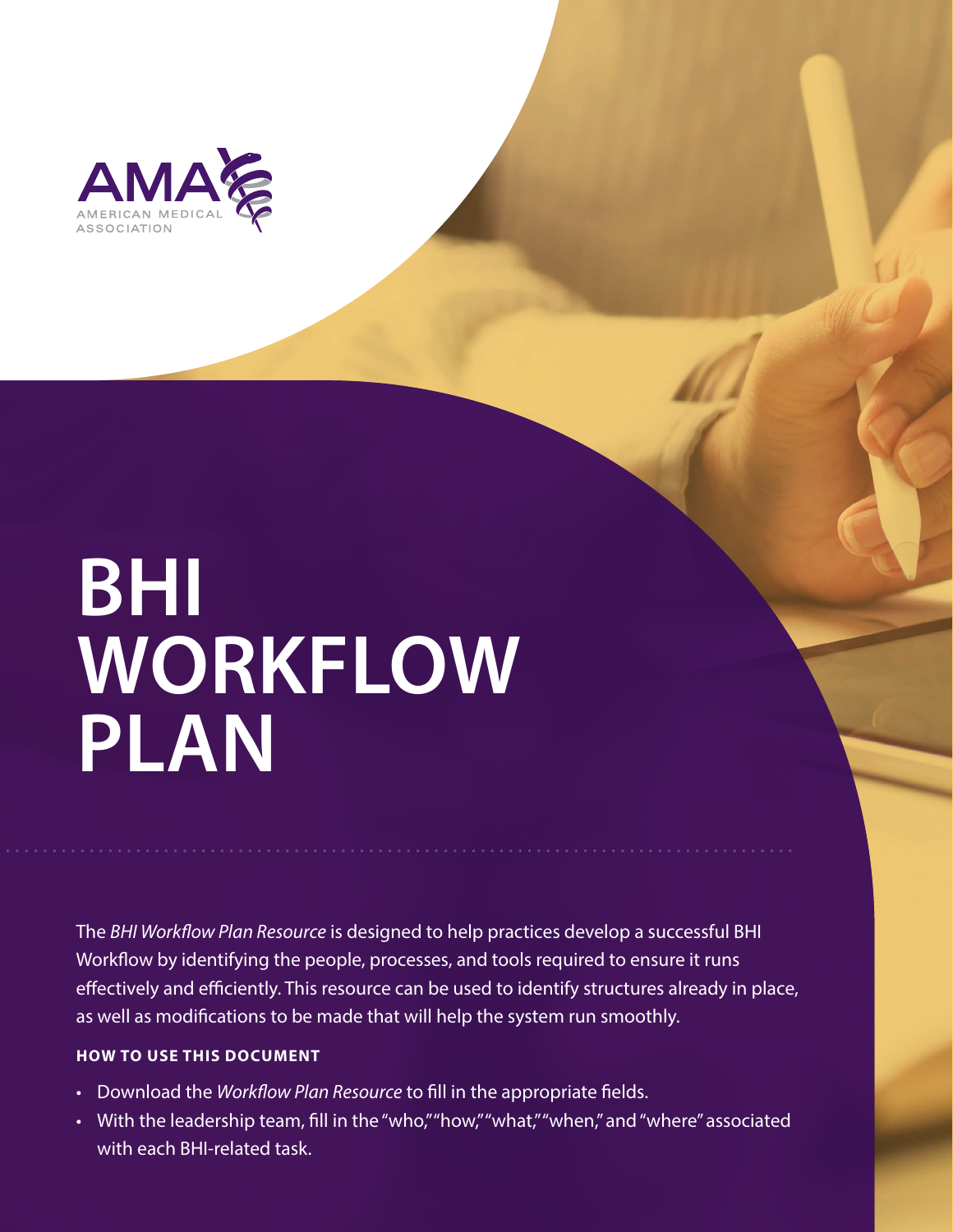AMA AMERICAN MEDICAL ASSOCIATION

# BHI WORKFLOW PLAN

The *BHI Workflow Plan Resource* is designed to help practices develop a successful BHI Workflow by identifying the people, processes, and tools required to ensure it runs effectively and efficiently. This resource can be used to identify structures already in place, as well as modifications to be made that will help the system run smoothly.

### HOW TO USE THIS DOCUMENT

- Download the *Workflow Plan Resource* to fill in the appropriate fields.
- With the leadership team, fill in the "who," "how," "what," "when," and "where" associated with each BHI-related task.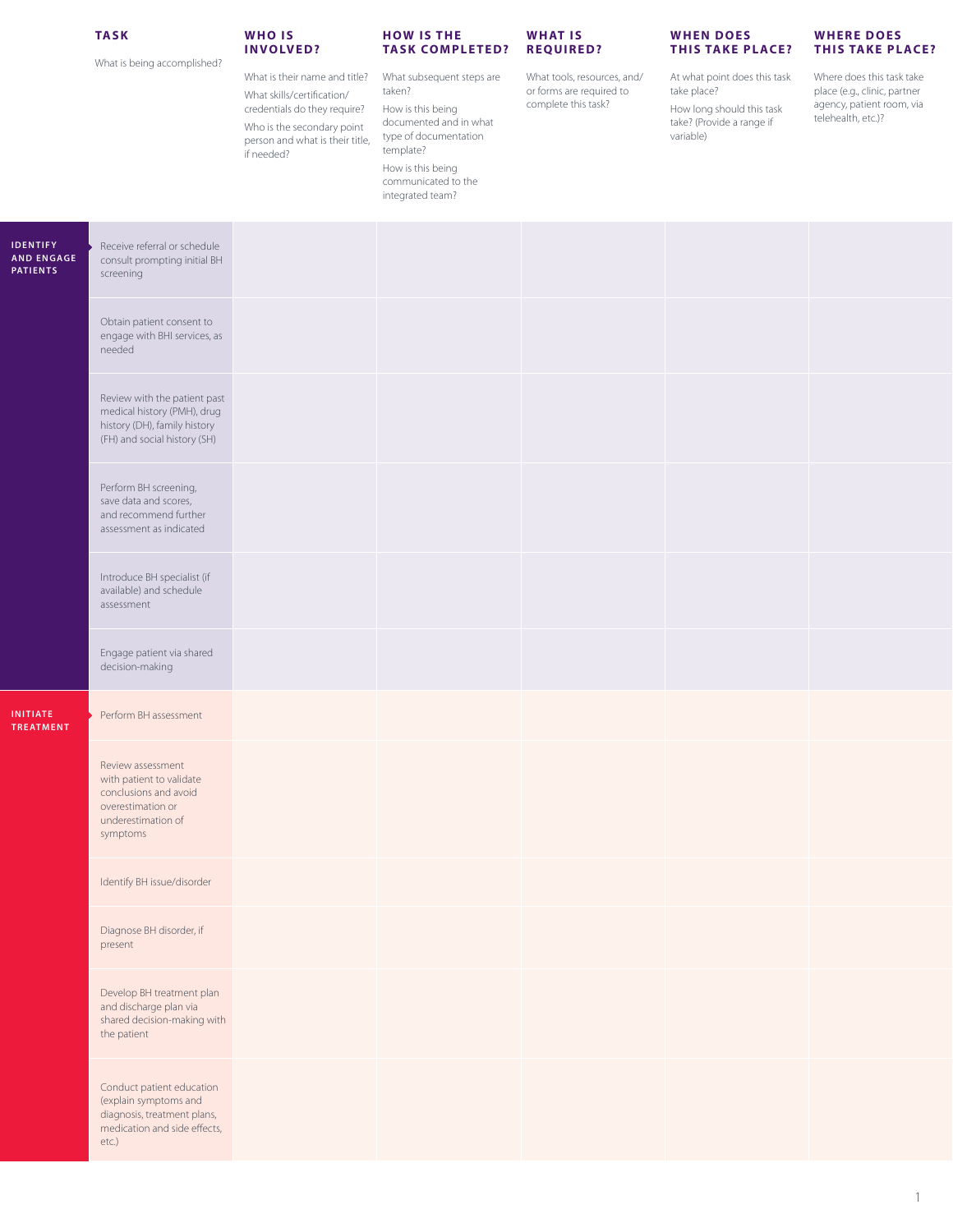| | TASK<br>What is being accomplished? | WHO IS INVOLVED?<br>What is their name and title?<br>What skills/certification/credentials do they require?<br>Who is the secondary point person and what is their title, if needed? | HOW IS THE TASK COMPLETED?<br>What subsequent steps are taken?<br>How is this being documented and in what type of documentation template?<br>How is this being communicated to the integrated team? | WHAT IS REQUIRED?<br>What tools, resources, and/or forms are required to complete this task? | WHEN DOES THIS TAKE PLACE?<br>At what point does this task take place?<br>How long should this task take? (Provide a range if variable) | WHERE DOES THIS TAKE PLACE?<br>Where does this task take place (e.g., clinic, partner agency, patient room, via telehealth, etc.)? |
|---|---|---|---|---|---|---|
| **IDENTIFY AND ENGAGE PATIENTS** | Receive referral or schedule consult prompting initial BH screening | | | | | |
| | Obtain patient consent to engage with BHI services, as needed | | | | | |
| | Review with the patient past medical history (PMH), drug history (DH), family history (FH) and social history (SH) | | | | | |
| | Perform BH screening, save data and scores, and recommend further assessment as indicated | | | | | |
| | Introduce BH specialist (if available) and schedule assessment | | | | | |
| | Engage patient via shared decision-making | | | | | |
| **INITIATE TREATMENT** | Perform BH assessment | | | | | |
| | Review assessment with patient to validate conclusions and avoid overestimation or underestimation of symptoms | | | | | |
| | Identify BH issue/disorder | | | | | |
| | Diagnose BH disorder, if present | | | | | |
| | Develop BH treatment plan and discharge plan via shared decision-making with the patient | | | | | |
| | Conduct patient education (explain symptoms and diagnosis, treatment plans, medication and side effects, etc.) | | | | | |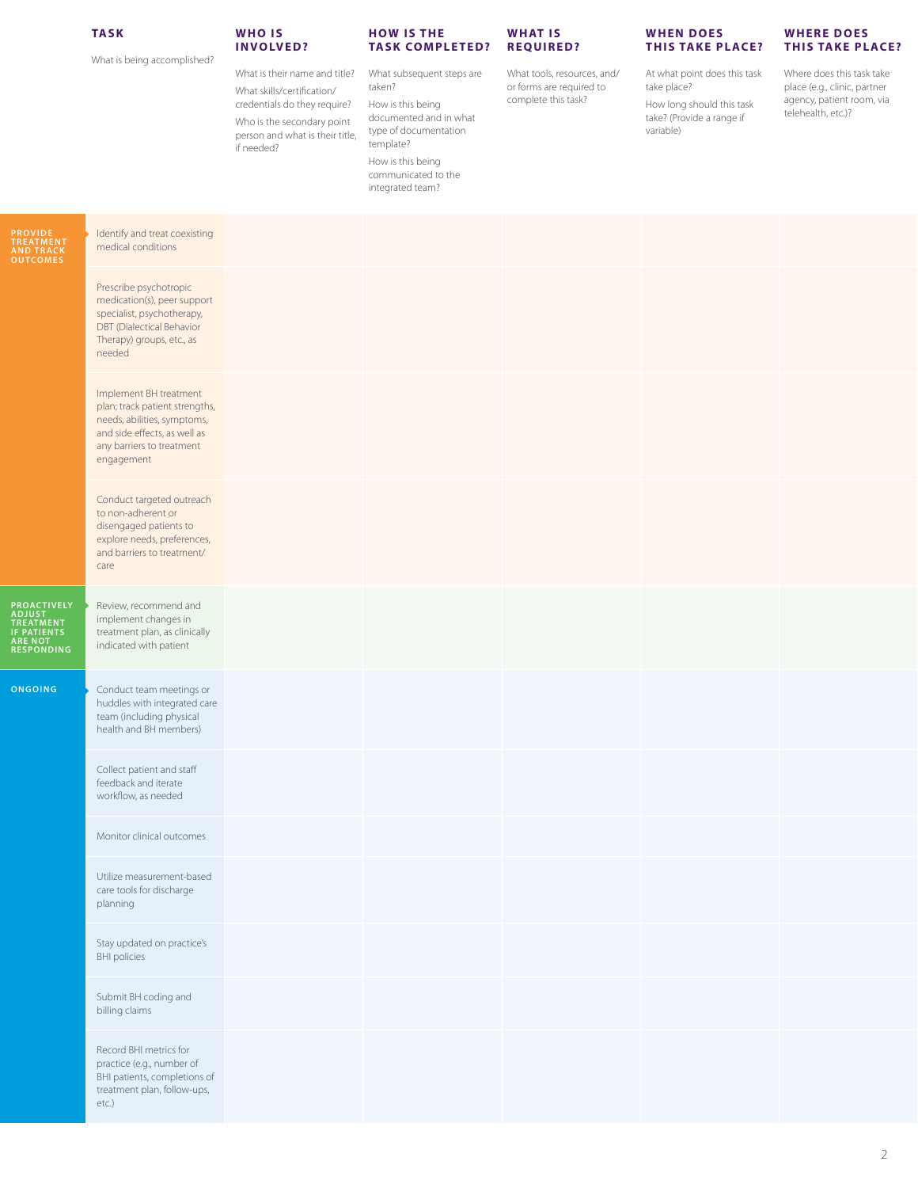| | TASK<br>What is being accomplished? | WHO IS INVOLVED?<br>What is their name and title?<br>What skills/certification/credentials do they require?<br>Who is the secondary point person and what is their title, if needed? | HOW IS THE TASK COMPLETED?<br>What subsequent steps are taken?<br>How is this being documented and in what type of documentation template?<br>How is this being communicated to the integrated team? | WHAT IS REQUIRED?<br>What tools, resources, and/or forms are required to complete this task? | WHEN DOES THIS TAKE PLACE?<br>At what point does this task take place?<br>How long should this task take? (Provide a range if variable) | WHERE DOES THIS TAKE PLACE?<br>Where does this task take place (e.g., clinic, partner agency, patient room, via telehealth, etc.)? |
|---|---|---|---|---|---|---|
| PROVIDE TREATMENT AND TRACK OUTCOMES | Identify and treat coexisting medical conditions | | | | | |
| | Prescribe psychotropic medication(s), peer support specialist, psychotherapy, DBT (Dialectical Behavior Therapy) groups, etc., as needed | | | | | |
| | Implement BH treatment plan; track patient strengths, needs, abilities, symptoms, and side effects, as well as any barriers to treatment engagement | | | | | |
| | Conduct targeted outreach to non-adherent or disengaged patients to explore needs, preferences, and barriers to treatment/care | | | | | |
| PROACTIVELY ADJUST TREATMENT IF PATIENTS ARE NOT RESPONDING | Review, recommend and implement changes in treatment plan, as clinically indicated with patient | | | | | |
| ONGOING | Conduct team meetings or huddles with integrated care team (including physical health and BH members) | | | | | |
| | Collect patient and staff feedback and iterate workflow, as needed | | | | | |
| | Monitor clinical outcomes | | | | | |
| | Utilize measurement-based care tools for discharge planning | | | | | |
| | Stay updated on practice's BHI policies | | | | | |
| | Submit BH coding and billing claims | | | | | |
| | Record BHI metrics for practice (e.g., number of BHI patients, completions of treatment plan, follow-ups, etc.) | | | | | |